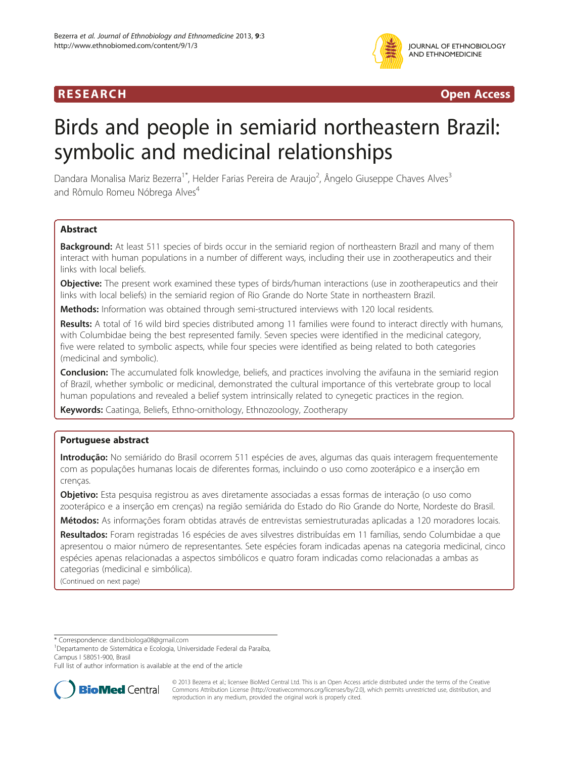RESEARCH **Open Access**

# Birds and people in semiarid northeastern Brazil: symbolic and medicinal relationships

Dandara Monalisa Mariz Bezerra[1*], Helder Farias Pereira de Araujo[2], Ângelo Giuseppe Chaves Alves[3] and Rômulo Romeu Nóbrega Alves[4]

## Abstract

**Background:** At least 511 species of birds occur in the semiarid region of northeastern Brazil and many of them interact with human populations in a number of different ways, including their use in zootherapeutics and their links with local beliefs.

**Objective:** The present work examined these types of birds/human interactions (use in zootherapeutics and their links with local beliefs) in the semiarid region of Rio Grande do Norte State in northeastern Brazil.

**Methods:** Information was obtained through semi-structured interviews with 120 local residents.

**Results:** A total of 16 wild bird species distributed among 11 families were found to interact directly with humans, with Columbidae being the best represented family. Seven species were identified in the medicinal category, five were related to symbolic aspects, while four species were identified as being related to both categories (medicinal and symbolic).

**Conclusion:** The accumulated folk knowledge, beliefs, and practices involving the avifauna in the semiarid region of Brazil, whether symbolic or medicinal, demonstrated the cultural importance of this vertebrate group to local human populations and revealed a belief system intrinsically related to cynegetic practices in the region.

**Keywords:** Caatinga, Beliefs, Ethno-ornithology, Ethnozoology, Zootherapy

## Portuguese abstract

**Introdução:** No semiárido do Brasil ocorrem 511 espécies de aves, algumas das quais interagem frequentemente com as populações humanas locais de diferentes formas, incluindo o uso como zooterápico e a inserção em crenças.

**Objetivo:** Esta pesquisa registrou as aves diretamente associadas a essas formas de interação (o uso como zooterápico e a inserção em crenças) na região semiárida do Estado do Rio Grande do Norte, Nordeste do Brasil.

**Métodos:** As informações foram obtidas através de entrevistas semiestruturadas aplicadas a 120 moradores locais.

**Resultados:** Foram registradas 16 espécies de aves silvestres distribuídas em 11 famílias, sendo Columbidae a que apresentou o maior número de representantes. Sete espécies foram indicadas apenas na categoria medicinal, cinco espécies apenas relacionadas a aspectos simbólicos e quatro foram indicadas como relacionadas a ambas as categorias (medicinal e simbólica).

(Continued on next page)

---

\* Correspondence: dand.biologa08@gmail.com

[1]Departamento de Sistemática e Ecologia, Universidade Federal da Paraíba, Campus I 58051-900, Brasil

Full list of author information is available at the end of the article

© 2013 Bezerra et al.; licensee BioMed Central Ltd. This is an Open Access article distributed under the terms of the Creative Commons Attribution License (http://creativecommons.org/licenses/by/2.0), which permits unrestricted use, distribution, and reproduction in any medium, provided the original work is properly cited.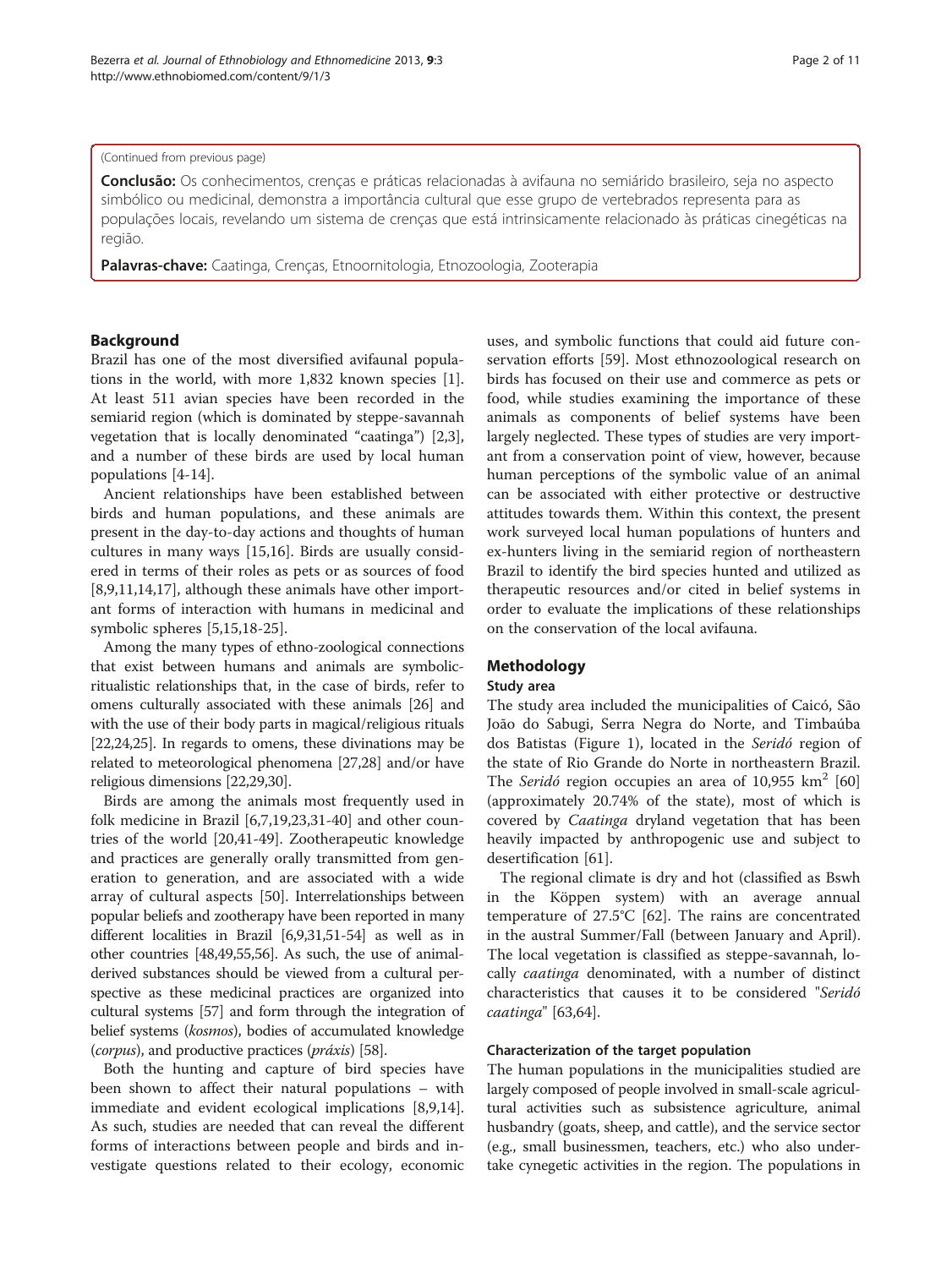(Continued from previous page)

**Conclusão:** Os conhecimentos, crenças e práticas relacionadas à avifauna no semiárido brasileiro, seja no aspecto simbólico ou medicinal, demonstra a importância cultural que esse grupo de vertebrados representa para as populações locais, revelando um sistema de crenças que está intrinsicamente relacionado às práticas cinegéticas na região.

**Palavras-chave:** Caatinga, Crenças, Etnoornitologia, Etnozoologia, Zooterapia

## Background

Brazil has one of the most diversified avifaunal populations in the world, with more 1,832 known species [1]. At least 511 avian species have been recorded in the semiarid region (which is dominated by steppe-savannah vegetation that is locally denominated "caatinga") [2,3], and a number of these birds are used by local human populations [4-14].

Ancient relationships have been established between birds and human populations, and these animals are present in the day-to-day actions and thoughts of human cultures in many ways [15,16]. Birds are usually considered in terms of their roles as pets or as sources of food [8,9,11,14,17], although these animals have other important forms of interaction with humans in medicinal and symbolic spheres [5,15,18-25].

Among the many types of ethno-zoological connections that exist between humans and animals are symbolic-ritualistic relationships that, in the case of birds, refer to omens culturally associated with these animals [26] and with the use of their body parts in magical/religious rituals [22,24,25]. In regards to omens, these divinations may be related to meteorological phenomena [27,28] and/or have religious dimensions [22,29,30].

Birds are among the animals most frequently used in folk medicine in Brazil [6,7,19,23,31-40] and other countries of the world [20,41-49]. Zootherapeutic knowledge and practices are generally orally transmitted from generation to generation, and are associated with a wide array of cultural aspects [50]. Interrelationships between popular beliefs and zootherapy have been reported in many different localities in Brazil [6,9,31,51-54] as well as in other countries [48,49,55,56]. As such, the use of animal-derived substances should be viewed from a cultural perspective as these medicinal practices are organized into cultural systems [57] and form through the integration of belief systems (*kosmos*), bodies of accumulated knowledge (*corpus*), and productive practices (*práxis*) [58].

Both the hunting and capture of bird species have been shown to affect their natural populations – with immediate and evident ecological implications [8,9,14]. As such, studies are needed that can reveal the different forms of interactions between people and birds and investigate questions related to their ecology, economic uses, and symbolic functions that could aid future conservation efforts [59]. Most ethnozoological research on birds has focused on their use and commerce as pets or food, while studies examining the importance of these animals as components of belief systems have been largely neglected. These types of studies are very important from a conservation point of view, however, because human perceptions of the symbolic value of an animal can be associated with either protective or destructive attitudes towards them. Within this context, the present work surveyed local human populations of hunters and ex-hunters living in the semiarid region of northeastern Brazil to identify the bird species hunted and utilized as therapeutic resources and/or cited in belief systems in order to evaluate the implications of these relationships on the conservation of the local avifauna.

## Methodology

### Study area

The study area included the municipalities of Caicó, São João do Sabugi, Serra Negra do Norte, and Timbaúba dos Batistas (Figure 1), located in the *Seridó* region of the state of Rio Grande do Norte in northeastern Brazil. The *Seridó* region occupies an area of 10,955 km$^2$ [60] (approximately 20.74% of the state), most of which is covered by *Caatinga* dryland vegetation that has been heavily impacted by anthropogenic use and subject to desertification [61].

The regional climate is dry and hot (classified as Bswh in the Köppen system) with an average annual temperature of 27.5°C [62]. The rains are concentrated in the austral Summer/Fall (between January and April). The local vegetation is classified as steppe-savannah, locally *caatinga* denominated, with a number of distinct characteristics that causes it to be considered "*Seridó caatinga*" [63,64].

### Characterization of the target population

The human populations in the municipalities studied are largely composed of people involved in small-scale agricultural activities such as subsistence agriculture, animal husbandry (goats, sheep, and cattle), and the service sector (e.g., small businessmen, teachers, etc.) who also undertake cynegetic activities in the region. The populations in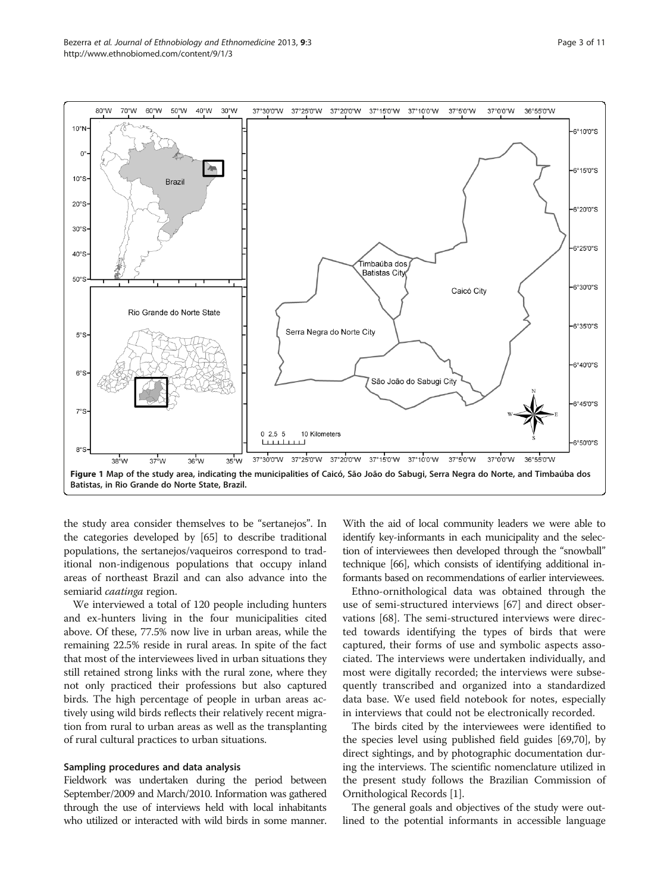Figure 1 Map of the study area, indicating the municipalities of Caicó, São João do Sabugi, Serra Negra do Norte, and Timbaúba dos Batistas, in Rio Grande do Norte State, Brazil.

the study area consider themselves to be "sertanejos". In the categories developed by [65] to describe traditional populations, the sertanejos/vaqueiros correspond to traditional non-indigenous populations that occupy inland areas of northeast Brazil and can also advance into the semiarid *caatinga* region.

We interviewed a total of 120 people including hunters and ex-hunters living in the four municipalities cited above. Of these, 77.5% now live in urban areas, while the remaining 22.5% reside in rural areas. In spite of the fact that most of the interviewees lived in urban situations they still retained strong links with the rural zone, where they not only practiced their professions but also captured birds. The high percentage of people in urban areas actively using wild birds reflects their relatively recent migration from rural to urban areas as well as the transplanting of rural cultural practices to urban situations.

### Sampling procedures and data analysis

Fieldwork was undertaken during the period between September/2009 and March/2010. Information was gathered through the use of interviews held with local inhabitants who utilized or interacted with wild birds in some manner. With the aid of local community leaders we were able to identify key-informants in each municipality and the selection of interviewees then developed through the "snowball" technique [66], which consists of identifying additional informants based on recommendations of earlier interviewees.

Ethno-ornithological data was obtained through the use of semi-structured interviews [67] and direct observations [68]. The semi-structured interviews were directed towards identifying the types of birds that were captured, their forms of use and symbolic aspects associated. The interviews were undertaken individually, and most were digitally recorded; the interviews were subsequently transcribed and organized into a standardized data base. We used field notebook for notes, especially in interviews that could not be electronically recorded.

The birds cited by the interviewees were identified to the species level using published field guides [69,70], by direct sightings, and by photographic documentation during the interviews. The scientific nomenclature utilized in the present study follows the Brazilian Commission of Ornithological Records [1].

The general goals and objectives of the study were outlined to the potential informants in accessible language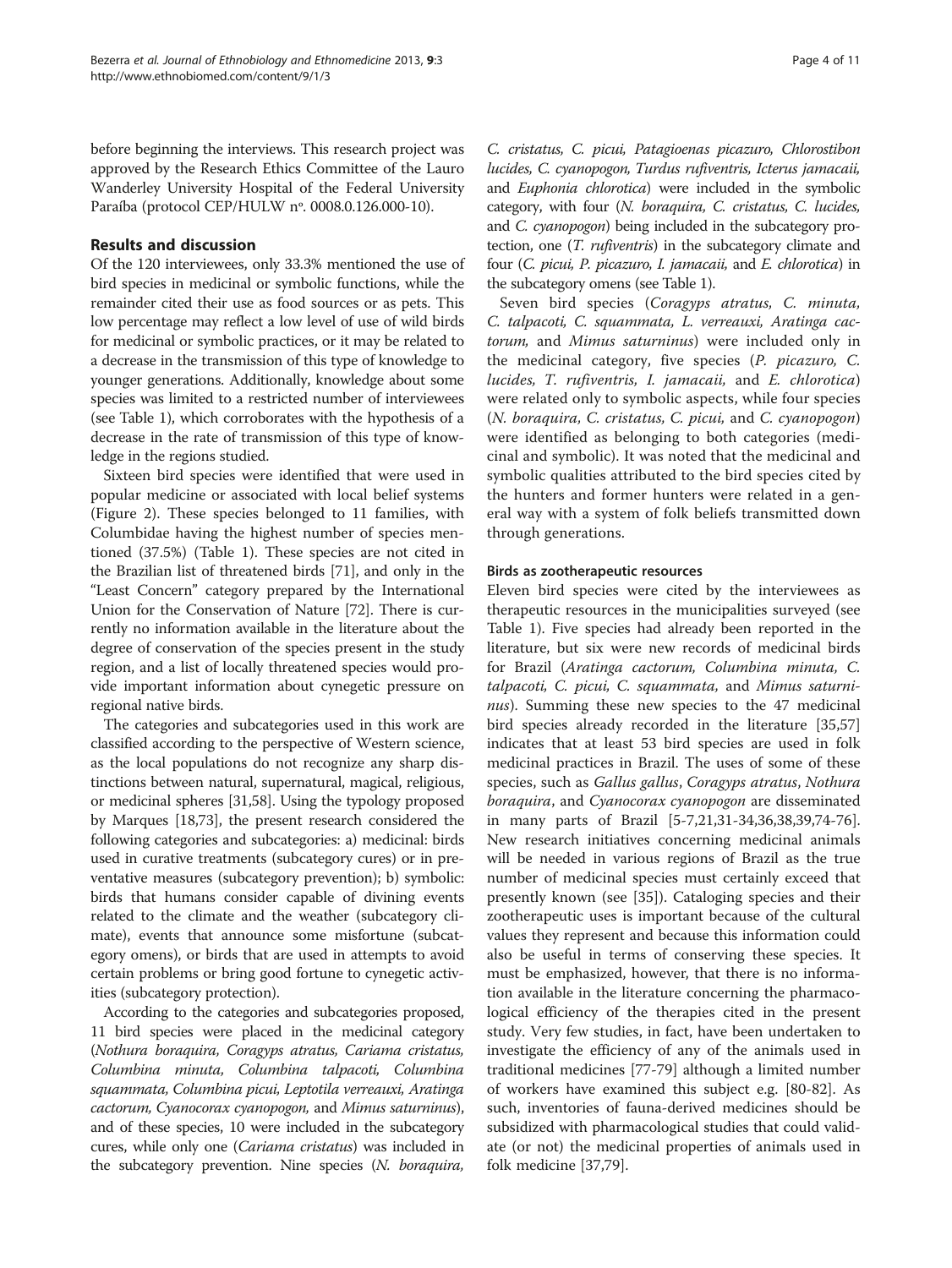before beginning the interviews. This research project was approved by the Research Ethics Committee of the Lauro Wanderley University Hospital of the Federal University Paraíba (protocol CEP/HULW nº. 0008.0.126.000-10).

## Results and discussion

Of the 120 interviewees, only 33.3% mentioned the use of bird species in medicinal or symbolic functions, while the remainder cited their use as food sources or as pets. This low percentage may reflect a low level of use of wild birds for medicinal or symbolic practices, or it may be related to a decrease in the transmission of this type of knowledge to younger generations. Additionally, knowledge about some species was limited to a restricted number of interviewees (see Table 1), which corroborates with the hypothesis of a decrease in the rate of transmission of this type of knowledge in the regions studied.

Sixteen bird species were identified that were used in popular medicine or associated with local belief systems (Figure 2). These species belonged to 11 families, with Columbidae having the highest number of species mentioned (37.5%) (Table 1). These species are not cited in the Brazilian list of threatened birds [71], and only in the "Least Concern" category prepared by the International Union for the Conservation of Nature [72]. There is currently no information available in the literature about the degree of conservation of the species present in the study region, and a list of locally threatened species would provide important information about cynegetic pressure on regional native birds.

The categories and subcategories used in this work are classified according to the perspective of Western science, as the local populations do not recognize any sharp distinctions between natural, supernatural, magical, religious, or medicinal spheres [31,58]. Using the typology proposed by Marques [18,73], the present research considered the following categories and subcategories: a) medicinal: birds used in curative treatments (subcategory cures) or in preventative measures (subcategory prevention); b) symbolic: birds that humans consider capable of divining events related to the climate and the weather (subcategory climate), events that announce some misfortune (subcategory omens), or birds that are used in attempts to avoid certain problems or bring good fortune to cynegetic activities (subcategory protection).

According to the categories and subcategories proposed, 11 bird species were placed in the medicinal category (*Nothura boraquira, Coragyps atratus, Cariama cristatus, Columbina minuta, Columbina talpacoti, Columbina squammata, Columbina picui, Leptotila verreauxi, Aratinga cactorum, Cyanocorax cyanopogon,* and *Mimus saturninus*), and of these species, 10 were included in the subcategory cures, while only one (*Cariama cristatus*) was included in the subcategory prevention. Nine species (*N. boraquira, C. cristatus, C. picui, Patagioenas picazuro, Chlorostibon lucides, C. cyanopogon, Turdus rufiventris, Icterus jamacaii,* and *Euphonia chlorotica*) were included in the symbolic category, with four (*N. boraquira, C. cristatus, C. lucides,* and *C. cyanopogon*) being included in the subcategory protection, one (*T. rufiventris*) in the subcategory climate and four (*C. picui, P. picazuro, I. jamacaii,* and *E. chlorotica*) in the subcategory omens (see Table 1).

Seven bird species (*Coragyps atratus, C. minuta, C. talpacoti, C. squammata, L. verreauxi, Aratinga cactorum,* and *Mimus saturninus*) were included only in the medicinal category, five species (*P. picazuro, C. lucides, T. rufiventris, I. jamacaii,* and *E. chlorotica*) were related only to symbolic aspects, while four species (*N. boraquira, C. cristatus, C. picui,* and *C. cyanopogon*) were identified as belonging to both categories (medicinal and symbolic). It was noted that the medicinal and symbolic qualities attributed to the bird species cited by the hunters and former hunters were related in a general way with a system of folk beliefs transmitted down through generations.

### Birds as zootherapeutic resources

Eleven bird species were cited by the interviewees as therapeutic resources in the municipalities surveyed (see Table 1). Five species had already been reported in the literature, but six were new records of medicinal birds for Brazil (*Aratinga cactorum, Columbina minuta, C. talpacoti, C. picui, C. squammata,* and *Mimus saturninus*). Summing these new species to the 47 medicinal bird species already recorded in the literature [35,57] indicates that at least 53 bird species are used in folk medicinal practices in Brazil. The uses of some of these species, such as *Gallus gallus*, *Coragyps atratus*, *Nothura boraquira*, and *Cyanocorax cyanopogon* are disseminated in many parts of Brazil [5-7,21,31-34,36,38,39,74-76]. New research initiatives concerning medicinal animals will be needed in various regions of Brazil as the true number of medicinal species must certainly exceed that presently known (see [35]). Cataloging species and their zootherapeutic uses is important because of the cultural values they represent and because this information could also be useful in terms of conserving these species. It must be emphasized, however, that there is no information available in the literature concerning the pharmacological efficiency of the therapies cited in the present study. Very few studies, in fact, have been undertaken to investigate the efficiency of any of the animals used in traditional medicines [77-79] although a limited number of workers have examined this subject e.g. [80-82]. As such, inventories of fauna-derived medicines should be subsidized with pharmacological studies that could validate (or not) the medicinal properties of animals used in folk medicine [37,79].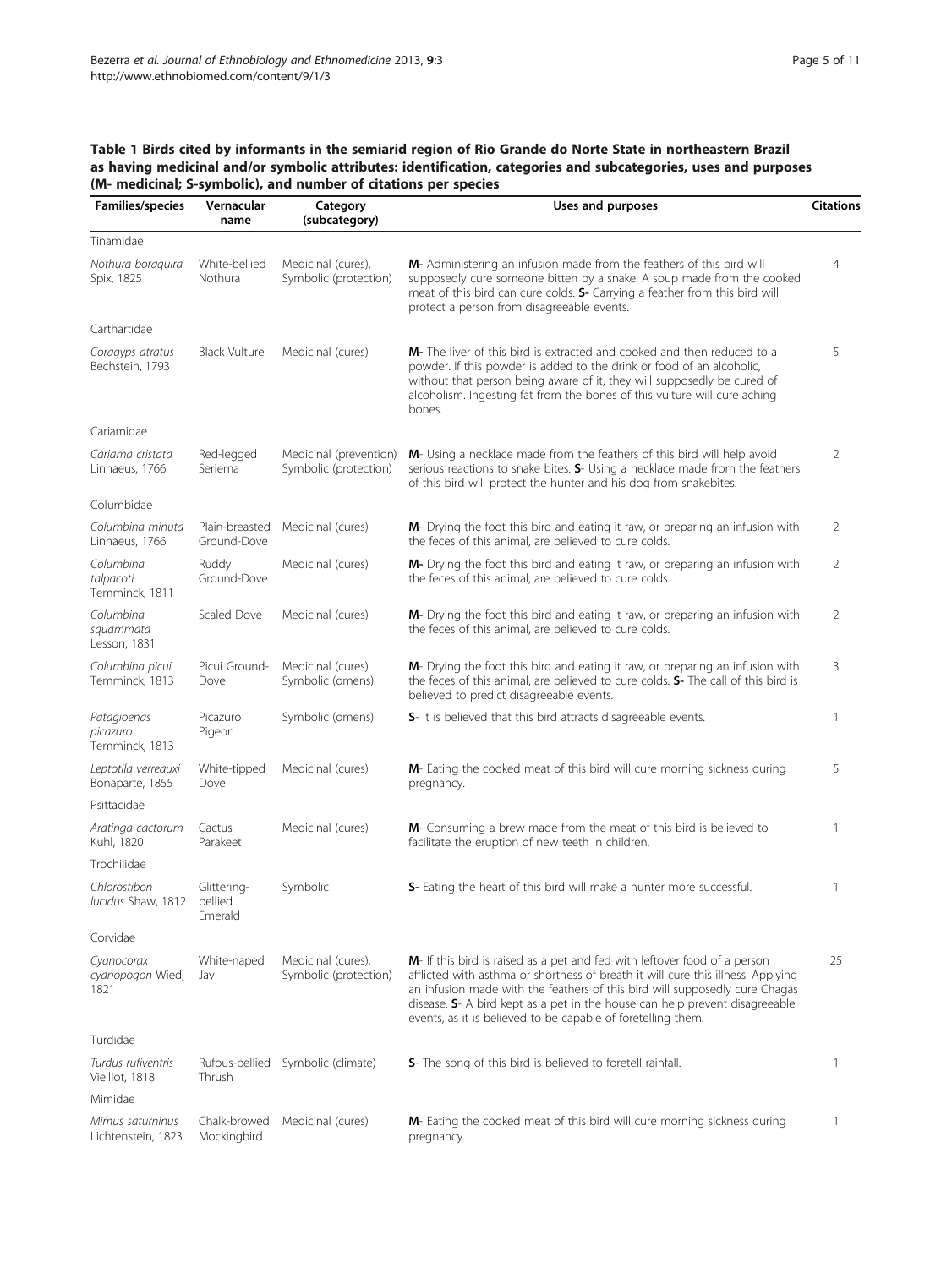**Table 1 Birds cited by informants in the semiarid region of Rio Grande do Norte State in northeastern Brazil as having medicinal and/or symbolic attributes: identification, categories and subcategories, uses and purposes (M- medicinal; S-symbolic), and number of citations per species**

| Families/species | Vernacular name | Category (subcategory) | Uses and purposes | Citations |
|---|---|---|---|---|
| Tinamidae | | | | |
| *Nothura boraquira* Spix, 1825 | White-bellied Nothura | Medicinal (cures), Symbolic (protection) | **M**- Administering an infusion made from the feathers of this bird will supposedly cure someone bitten by a snake. A soup made from the cooked meat of this bird can cure colds. **S-** Carrying a feather from this bird will protect a person from disagreeable events. | 4 |
| Carthartidae | | | | |
| *Coragyps atratus* Bechstein, 1793 | Black Vulture | Medicinal (cures) | **M-** The liver of this bird is extracted and cooked and then reduced to a powder. If this powder is added to the drink or food of an alcoholic, without that person being aware of it, they will supposedly be cured of alcoholism. Ingesting fat from the bones of this vulture will cure aching bones. | 5 |
| Cariamidae | | | | |
| *Cariama cristata* Linnaeus, 1766 | Red-legged Seriema | Medicinal (prevention) Symbolic (protection) | **M**- Using a necklace made from the feathers of this bird will help avoid serious reactions to snake bites. **S**- Using a necklace made from the feathers of this bird will protect the hunter and his dog from snakebites. | 2 |
| Columbidae | | | | |
| *Columbina minuta* Linnaeus, 1766 | Plain-breasted Ground-Dove | Medicinal (cures) | **M**- Drying the foot this bird and eating it raw, or preparing an infusion with the feces of this animal, are believed to cure colds. | 2 |
| *Columbina talpacoti* Temminck, 1811 | Ruddy Ground-Dove | Medicinal (cures) | **M-** Drying the foot this bird and eating it raw, or preparing an infusion with the feces of this animal, are believed to cure colds. | 2 |
| *Columbina squammata* Lesson, 1831 | Scaled Dove | Medicinal (cures) | **M-** Drying the foot this bird and eating it raw, or preparing an infusion with the feces of this animal, are believed to cure colds. | 2 |
| *Columbina picui* Temminck, 1813 | Picui Ground-Dove | Medicinal (cures) Symbolic (omens) | **M**- Drying the foot this bird and eating it raw, or preparing an infusion with the feces of this animal, are believed to cure colds. **S-** The call of this bird is believed to predict disagreeable events. | 3 |
| *Patagioenas picazuro* Temminck, 1813 | Picazuro Pigeon | Symbolic (omens) | **S**- It is believed that this bird attracts disagreeable events. | 1 |
| *Leptotila verreauxi* Bonaparte, 1855 | White-tipped Dove | Medicinal (cures) | **M**- Eating the cooked meat of this bird will cure morning sickness during pregnancy. | 5 |
| Psittacidae | | | | |
| *Aratinga cactorum* Kuhl, 1820 | Cactus Parakeet | Medicinal (cures) | **M**- Consuming a brew made from the meat of this bird is believed to facilitate the eruption of new teeth in children. | 1 |
| Trochilidae | | | | |
| *Chlorostibon lucidus* Shaw, 1812 | Glittering-bellied Emerald | Symbolic | **S-** Eating the heart of this bird will make a hunter more successful. | 1 |
| Corvidae | | | | |
| *Cyanocorax cyanopogon* Wied, 1821 | White-naped Jay | Medicinal (cures), Symbolic (protection) | **M**- If this bird is raised as a pet and fed with leftover food of a person afflicted with asthma or shortness of breath it will cure this illness. Applying an infusion made with the feathers of this bird will supposedly cure Chagas disease. **S**- A bird kept as a pet in the house can help prevent disagreeable events, as it is believed to be capable of foretelling them. | 25 |
| Turdidae | | | | |
| *Turdus rufiventris* Vieillot, 1818 | Rufous-bellied Thrush | Symbolic (climate) | **S**- The song of this bird is believed to foretell rainfall. | 1 |
| Mimidae | | | | |
| *Mimus saturninus* Lichtenstein, 1823 | Chalk-browed Mockingbird | Medicinal (cures) | **M**- Eating the cooked meat of this bird will cure morning sickness during pregnancy. | 1 |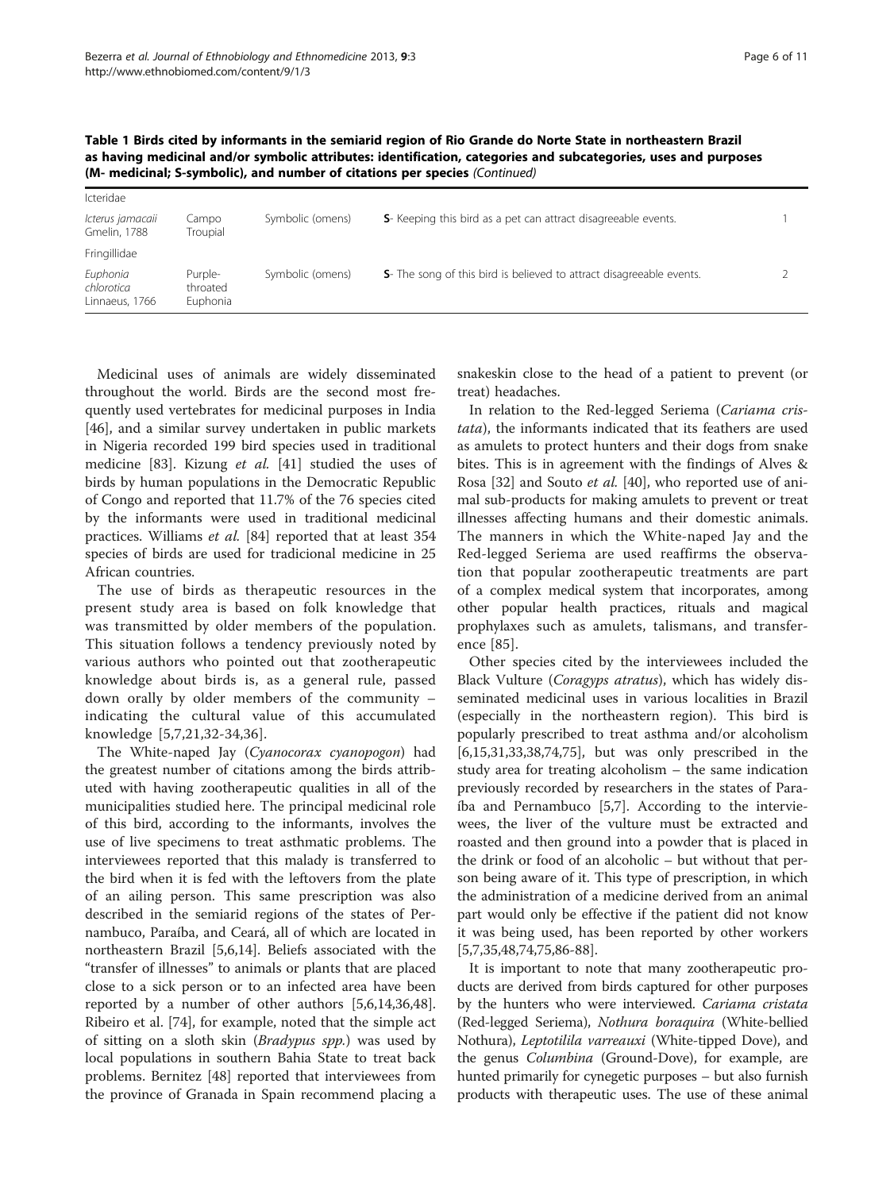**Table 1 Birds cited by informants in the semiarid region of Rio Grande do Norte State in northeastern Brazil as having medicinal and/or symbolic attributes: identification, categories and subcategories, uses and purposes (M- medicinal; S-symbolic), and number of citations per species** *(Continued)*

| | | | | |
|---|---|---|---|---|
| Icteridae | | | | |
| *Icterus jamacaii* Gmelin, 1788 | Campo Troupial | Symbolic (omens) | **S**- Keeping this bird as a pet can attract disagreeable events. | 1 |
| Fringillidae | | | | |
| *Euphonia chlorotica* Linnaeus, 1766 | Purple-throated Euphonia | Symbolic (omens) | **S**- The song of this bird is believed to attract disagreeable events. | 2 |

Medicinal uses of animals are widely disseminated throughout the world. Birds are the second most frequently used vertebrates for medicinal purposes in India [46], and a similar survey undertaken in public markets in Nigeria recorded 199 bird species used in traditional medicine [83]. Kizung *et al.* [41] studied the uses of birds by human populations in the Democratic Republic of Congo and reported that 11.7% of the 76 species cited by the informants were used in traditional medicinal practices. Williams *et al.* [84] reported that at least 354 species of birds are used for tradicional medicine in 25 African countries.

The use of birds as therapeutic resources in the present study area is based on folk knowledge that was transmitted by older members of the population. This situation follows a tendency previously noted by various authors who pointed out that zootherapeutic knowledge about birds is, as a general rule, passed down orally by older members of the community – indicating the cultural value of this accumulated knowledge [5,7,21,32-34,36].

The White-naped Jay (*Cyanocorax cyanopogon*) had the greatest number of citations among the birds attributed with having zootherapeutic qualities in all of the municipalities studied here. The principal medicinal role of this bird, according to the informants, involves the use of live specimens to treat asthmatic problems. The interviewees reported that this malady is transferred to the bird when it is fed with the leftovers from the plate of an ailing person. This same prescription was also described in the semiarid regions of the states of Pernambuco, Paraíba, and Ceará, all of which are located in northeastern Brazil [5,6,14]. Beliefs associated with the "transfer of illnesses" to animals or plants that are placed close to a sick person or to an infected area have been reported by a number of other authors [5,6,14,36,48]. Ribeiro et al. [74], for example, noted that the simple act of sitting on a sloth skin (*Bradypus spp.*) was used by local populations in southern Bahia State to treat back problems. Bernitez [48] reported that interviewees from the province of Granada in Spain recommend placing a snakeskin close to the head of a patient to prevent (or treat) headaches.

In relation to the Red-legged Seriema (*Cariama cristata*), the informants indicated that its feathers are used as amulets to protect hunters and their dogs from snake bites. This is in agreement with the findings of Alves & Rosa [32] and Souto *et al.* [40], who reported use of animal sub-products for making amulets to prevent or treat illnesses affecting humans and their domestic animals. The manners in which the White-naped Jay and the Red-legged Seriema are used reaffirms the observation that popular zootherapeutic treatments are part of a complex medical system that incorporates, among other popular health practices, rituals and magical prophylaxes such as amulets, talismans, and transference [85].

Other species cited by the interviewees included the Black Vulture (*Coragyps atratus*), which has widely disseminated medicinal uses in various localities in Brazil (especially in the northeastern region). This bird is popularly prescribed to treat asthma and/or alcoholism [6,15,31,33,38,74,75], but was only prescribed in the study area for treating alcoholism – the same indication previously recorded by researchers in the states of Paraíba and Pernambuco [5,7]. According to the interviewees, the liver of the vulture must be extracted and roasted and then ground into a powder that is placed in the drink or food of an alcoholic – but without that person being aware of it. This type of prescription, in which the administration of a medicine derived from an animal part would only be effective if the patient did not know it was being used, has been reported by other workers [5,7,35,48,74,75,86-88].

It is important to note that many zootherapeutic products are derived from birds captured for other purposes by the hunters who were interviewed. *Cariama cristata* (Red-legged Seriema), *Nothura boraquira* (White-bellied Nothura), *Leptotilila varreauxi* (White-tipped Dove), and the genus *Columbina* (Ground-Dove), for example, are hunted primarily for cynegetic purposes – but also furnish products with therapeutic uses. The use of these animal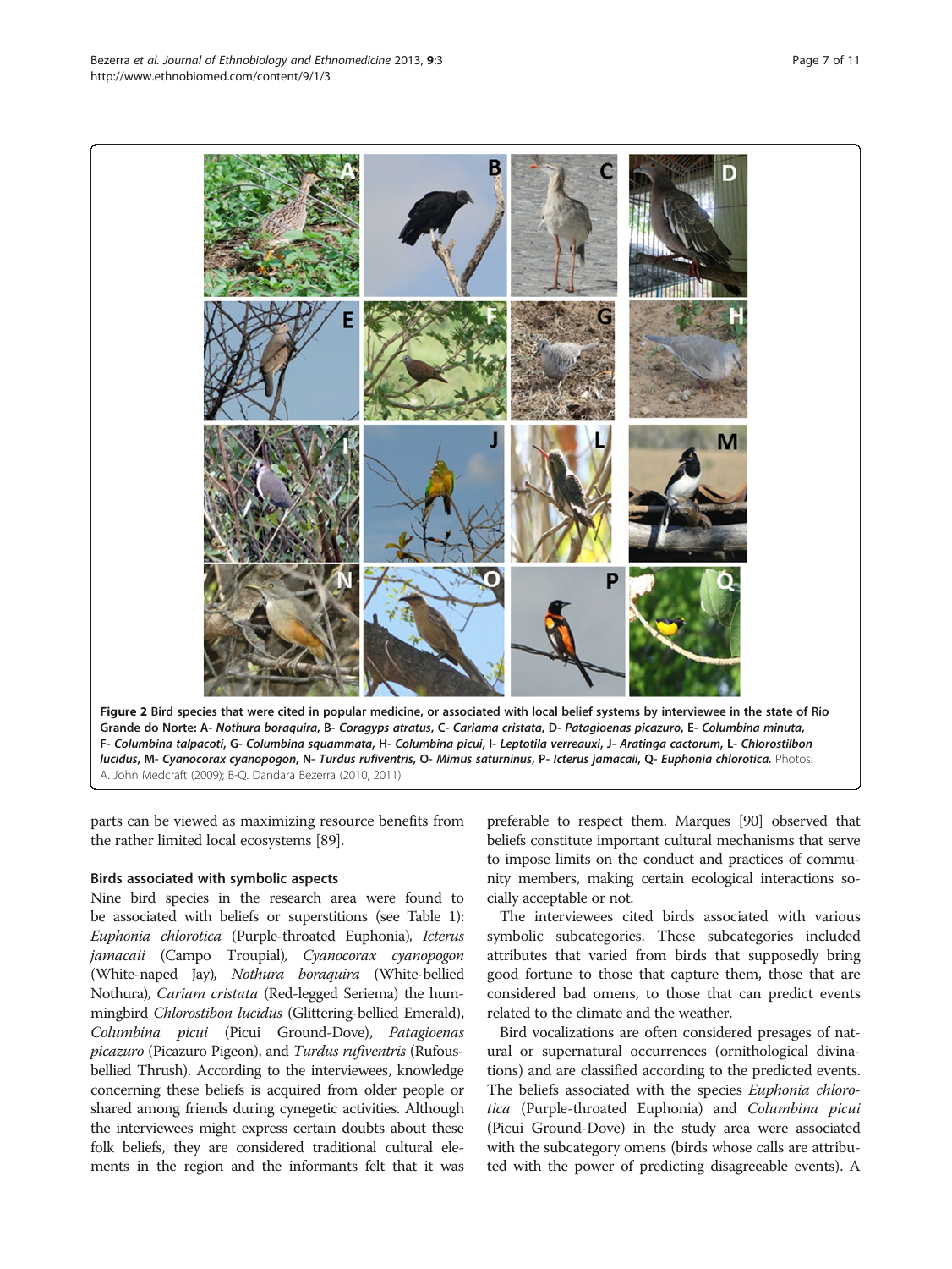**Figure 2 Bird species that were cited in popular medicine, or associated with local belief systems by interviewee in the state of Rio Grande do Norte: A- *Nothura boraquira*, B- *Coragyps atratus*, C- *Cariama cristata*, D- *Patagioenas picazuro*, E- *Columbina minuta*, F- *Columbina talpacoti*, G- *Columbina squammata*, H- *Columbina picui*, I- *Leptotila verreauxi*, J- *Aratinga cactorum*, L- *Chlorostilbon lucidus*, M- *Cyanocorax cyanopogon*, N- *Turdus rufiventris*, O- *Mimus saturninus*, P- *Icterus jamacaii*, Q- *Euphonia chlorotica*.** Photos: A. John Medcraft (2009); B-Q. Dandara Bezerra (2010, 2011).

parts can be viewed as maximizing resource benefits from the rather limited local ecosystems [89].

### Birds associated with symbolic aspects

Nine bird species in the research area were found to be associated with beliefs or superstitions (see Table 1): *Euphonia chlorotica* (Purple-throated Euphonia), *Icterus jamacaii* (Campo Troupial), *Cyanocorax cyanopogon* (White-naped Jay), *Nothura boraquira* (White-bellied Nothura), *Cariam cristata* (Red-legged Seriema) the hummingbird *Chlorostibon lucidus* (Glittering-bellied Emerald), *Columbina picui* (Picui Ground-Dove), *Patagioenas picazuro* (Picazuro Pigeon), and *Turdus rufiventris* (Rufous-bellied Thrush). According to the interviewees, knowledge concerning these beliefs is acquired from older people or shared among friends during cynegetic activities. Although the interviewees might express certain doubts about these folk beliefs, they are considered traditional cultural elements in the region and the informants felt that it was preferable to respect them. Marques [90] observed that beliefs constitute important cultural mechanisms that serve to impose limits on the conduct and practices of community members, making certain ecological interactions socially acceptable or not.

The interviewees cited birds associated with various symbolic subcategories. These subcategories included attributes that varied from birds that supposedly bring good fortune to those that capture them, those that are considered bad omens, to those that can predict events related to the climate and the weather.

Bird vocalizations are often considered presages of natural or supernatural occurrences (ornithological divinations) and are classified according to the predicted events. The beliefs associated with the species *Euphonia chlorotica* (Purple-throated Euphonia) and *Columbina picui* (Picui Ground-Dove) in the study area were associated with the subcategory omens (birds whose calls are attributed with the power of predicting disagreeable events). A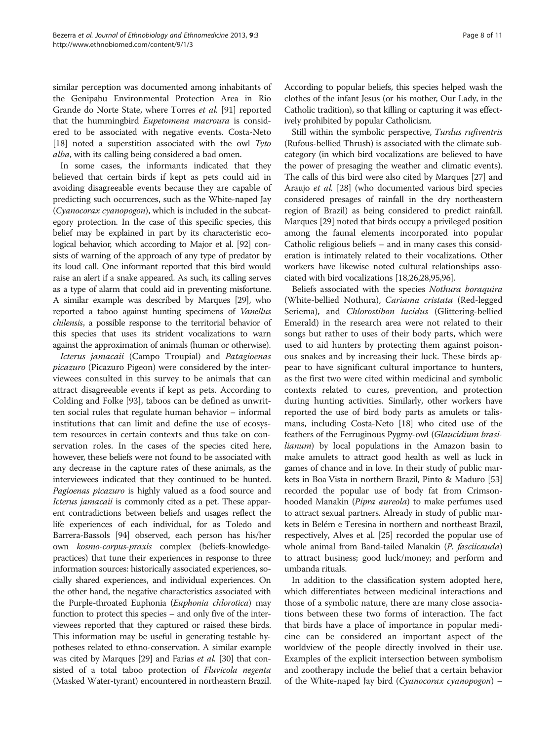similar perception was documented among inhabitants of the Genipabu Environmental Protection Area in Rio Grande do Norte State, where Torres *et al.* [91] reported that the hummingbird *Eupetomena macroura* is considered to be associated with negative events. Costa-Neto [18] noted a superstition associated with the owl *Tyto alba*, with its calling being considered a bad omen.

In some cases, the informants indicated that they believed that certain birds if kept as pets could aid in avoiding disagreeable events because they are capable of predicting such occurrences, such as the White-naped Jay (*Cyanocorax cyanopogon*), which is included in the subcategory protection. In the case of this specific species, this belief may be explained in part by its characteristic ecological behavior, which according to Major et al. [92] consists of warning of the approach of any type of predator by its loud call. One informant reported that this bird would raise an alert if a snake appeared. As such, its calling serves as a type of alarm that could aid in preventing misfortune. A similar example was described by Marques [29], who reported a taboo against hunting specimens of *Vanellus chilensis*, a possible response to the territorial behavior of this species that uses its strident vocalizations to warn against the approximation of animals (human or otherwise).

*Icterus jamacaii* (Campo Troupial) and *Patagioenas picazuro* (Picazuro Pigeon) were considered by the interviewees consulted in this survey to be animals that can attract disagreeable events if kept as pets. According to Colding and Folke [93], taboos can be defined as unwritten social rules that regulate human behavior – informal institutions that can limit and define the use of ecosystem resources in certain contexts and thus take on conservation roles. In the cases of the species cited here, however, these beliefs were not found to be associated with any decrease in the capture rates of these animals, as the interviewees indicated that they continued to be hunted. *Pagioenas picazuro* is highly valued as a food source and *Icterus jamacaii* is commonly cited as a pet. These apparent contradictions between beliefs and usages reflect the life experiences of each individual, for as Toledo and Barrera-Bassols [94] observed, each person has his/her own *kosmo-corpus-praxis* complex (beliefs-knowledge-practices) that tune their experiences in response to three information sources: historically associated experiences, socially shared experiences, and individual experiences. On the other hand, the negative characteristics associated with the Purple-throated Euphonia (*Euphonia chlorotica*) may function to protect this species – and only five of the interviewees reported that they captured or raised these birds. This information may be useful in generating testable hypotheses related to ethno-conservation. A similar example was cited by Marques [29] and Farias *et al.* [30] that consisted of a total taboo protection of *Fluvicola negenta* (Masked Water-tyrant) encountered in northeastern Brazil. According to popular beliefs, this species helped wash the clothes of the infant Jesus (or his mother, Our Lady, in the Catholic tradition), so that killing or capturing it was effectively prohibited by popular Catholicism.

Still within the symbolic perspective, *Turdus rufiventris* (Rufous-bellied Thrush) is associated with the climate subcategory (in which bird vocalizations are believed to have the power of presaging the weather and climatic events). The calls of this bird were also cited by Marques [27] and Araujo *et al.* [28] (who documented various bird species considered presages of rainfall in the dry northeastern region of Brazil) as being considered to predict rainfall. Marques [29] noted that birds occupy a privileged position among the faunal elements incorporated into popular Catholic religious beliefs – and in many cases this consideration is intimately related to their vocalizations. Other workers have likewise noted cultural relationships associated with bird vocalizations [18,26,28,95,96].

Beliefs associated with the species *Nothura boraquira* (White-bellied Nothura), *Cariama cristata* (Red-legged Seriema), and *Chlorostibon lucidus* (Glittering-bellied Emerald) in the research area were not related to their songs but rather to uses of their body parts, which were used to aid hunters by protecting them against poisonous snakes and by increasing their luck. These birds appear to have significant cultural importance to hunters, as the first two were cited within medicinal and symbolic contexts related to cures, prevention, and protection during hunting activities. Similarly, other workers have reported the use of bird body parts as amulets or talismans, including Costa-Neto [18] who cited use of the feathers of the Ferruginous Pygmy-owl (*Glaucidium brasilianum*) by local populations in the Amazon basin to make amulets to attract good health as well as luck in games of chance and in love. In their study of public markets in Boa Vista in northern Brazil, Pinto & Maduro [53] recorded the popular use of body fat from Crimson-hooded Manakin (*Pipra aureola*) to make perfumes used to attract sexual partners. Already in study of public markets in Belém e Teresina in northern and northeast Brazil, respectively, Alves et al. [25] recorded the popular use of whole animal from Band-tailed Manakin (*P. fasciicauda*) to attract business; good luck/money; and perform and umbanda rituals.

In addition to the classification system adopted here, which differentiates between medicinal interactions and those of a symbolic nature, there are many close associations between these two forms of interaction. The fact that birds have a place of importance in popular medicine can be considered an important aspect of the worldview of the people directly involved in their use. Examples of the explicit intersection between symbolism and zootherapy include the belief that a certain behavior of the White-naped Jay bird (*Cyanocorax cyanopogon*) –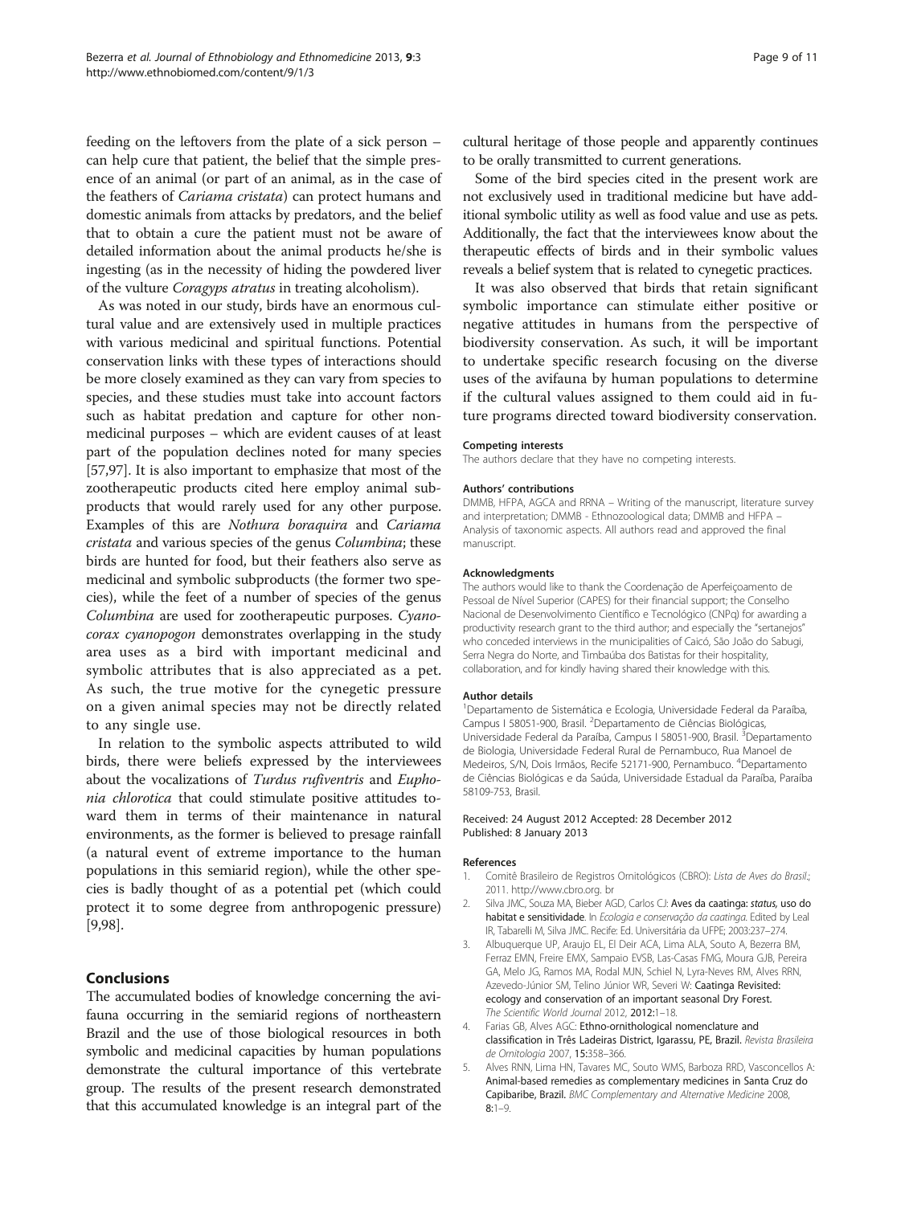feeding on the leftovers from the plate of a sick person – can help cure that patient, the belief that the simple presence of an animal (or part of an animal, as in the case of the feathers of *Cariama cristata*) can protect humans and domestic animals from attacks by predators, and the belief that to obtain a cure the patient must not be aware of detailed information about the animal products he/she is ingesting (as in the necessity of hiding the powdered liver of the vulture *Coragyps atratus* in treating alcoholism).

As was noted in our study, birds have an enormous cultural value and are extensively used in multiple practices with various medicinal and spiritual functions. Potential conservation links with these types of interactions should be more closely examined as they can vary from species to species, and these studies must take into account factors such as habitat predation and capture for other non-medicinal purposes – which are evident causes of at least part of the population declines noted for many species [57,97]. It is also important to emphasize that most of the zootherapeutic products cited here employ animal subproducts that would rarely used for any other purpose. Examples of this are *Nothura boraquira* and *Cariama cristata* and various species of the genus *Columbina*; these birds are hunted for food, but their feathers also serve as medicinal and symbolic subproducts (the former two species), while the feet of a number of species of the genus *Columbina* are used for zootherapeutic purposes. *Cyanocorax cyanopogon* demonstrates overlapping in the study area uses as a bird with important medicinal and symbolic attributes that is also appreciated as a pet. As such, the true motive for the cynegetic pressure on a given animal species may not be directly related to any single use.

In relation to the symbolic aspects attributed to wild birds, there were beliefs expressed by the interviewees about the vocalizations of *Turdus rufiventris* and *Euphonia chlorotica* that could stimulate positive attitudes toward them in terms of their maintenance in natural environments, as the former is believed to presage rainfall (a natural event of extreme importance to the human populations in this semiarid region), while the other species is badly thought of as a potential pet (which could protect it to some degree from anthropogenic pressure) [9,98].

## Conclusions

The accumulated bodies of knowledge concerning the avifauna occurring in the semiarid regions of northeastern Brazil and the use of those biological resources in both symbolic and medicinal capacities by human populations demonstrate the cultural importance of this vertebrate group. The results of the present research demonstrated that this accumulated knowledge is an integral part of the cultural heritage of those people and apparently continues to be orally transmitted to current generations.

Some of the bird species cited in the present work are not exclusively used in traditional medicine but have additional symbolic utility as well as food value and use as pets. Additionally, the fact that the interviewees know about the therapeutic effects of birds and in their symbolic values reveals a belief system that is related to cynegetic practices.

It was also observed that birds that retain significant symbolic importance can stimulate either positive or negative attitudes in humans from the perspective of biodiversity conservation. As such, it will be important to undertake specific research focusing on the diverse uses of the avifauna by human populations to determine if the cultural values assigned to them could aid in future programs directed toward biodiversity conservation.

#### Competing interests

The authors declare that they have no competing interests.

#### Authors' contributions

DMMB, HFPA, AGCA and RRNA – Writing of the manuscript, literature survey and interpretation; DMMB - Ethnozoological data; DMMB and HFPA – Analysis of taxonomic aspects. All authors read and approved the final manuscript.

#### Acknowledgments

The authors would like to thank the Coordenação de Aperfeiçoamento de Pessoal de Nível Superior (CAPES) for their financial support; the Conselho Nacional de Desenvolvimento Científico e Tecnológico (CNPq) for awarding a productivity research grant to the third author; and especially the "sertanejos" who conceded interviews in the municipalities of Caicó, São João do Sabugi, Serra Negra do Norte, and Timbaúba dos Batistas for their hospitality, collaboration, and for kindly having shared their knowledge with this.

#### Author details

[1]Departamento de Sistemática e Ecologia, Universidade Federal da Paraíba, Campus I 58051-900, Brasil. [2]Departamento de Ciências Biológicas, Universidade Federal da Paraíba, Campus I 58051-900, Brasil. [3]Departamento de Biologia, Universidade Federal Rural de Pernambuco, Rua Manoel de Medeiros, S/N, Dois Irmãos, Recife 52171-900, Pernambuco. [4]Departamento de Ciências Biológicas e da Saúda, Universidade Estadual da Paraíba, Paraíba 58109-753, Brasil.

Received: 24 August 2012 Accepted: 28 December 2012
Published: 8 January 2013

#### References

1. Comitê Brasileiro de Registros Ornitológicos (CBRO): *Lista de Aves do Brasil*.; 2011. http://www.cbro.org. br
2. Silva JMC, Souza MA, Bieber AGD, Carlos CJ: **Aves da caatinga: *status*, uso do habitat e sensitividade**. In *Ecologia e conservação da caatinga*. Edited by Leal IR, Tabarelli M, Silva JMC. Recife: Ed. Universitária da UFPE; 2003:237–274.
3. Albuquerque UP, Araujo EL, El Deir ACA, Lima ALA, Souto A, Bezerra BM, Ferraz EMN, Freire EMX, Sampaio EVSB, Las-Casas FMG, Moura GJB, Pereira GA, Melo JG, Ramos MA, Rodal MJN, Schiel N, Lyra-Neves RM, Alves RRN, Azevedo-Júnior SM, Telino Júnior WR, Severi W: **Caatinga Revisited: ecology and conservation of an important seasonal Dry Forest.** *The Scientific World Journal* 2012, **2012**:1–18.
4. Farias GB, Alves AGC: **Ethno-ornithological nomenclature and classification in Três Ladeiras District, Igarassu, PE, Brazil.** *Revista Brasileira de Ornitologia* 2007, **15**:358–366.
5. Alves RNN, Lima HN, Tavares MC, Souto WMS, Barboza RRD, Vasconcellos A: **Animal-based remedies as complementary medicines in Santa Cruz do Capibaribe, Brazil.** *BMC Complementary and Alternative Medicine* 2008, **8**:1–9.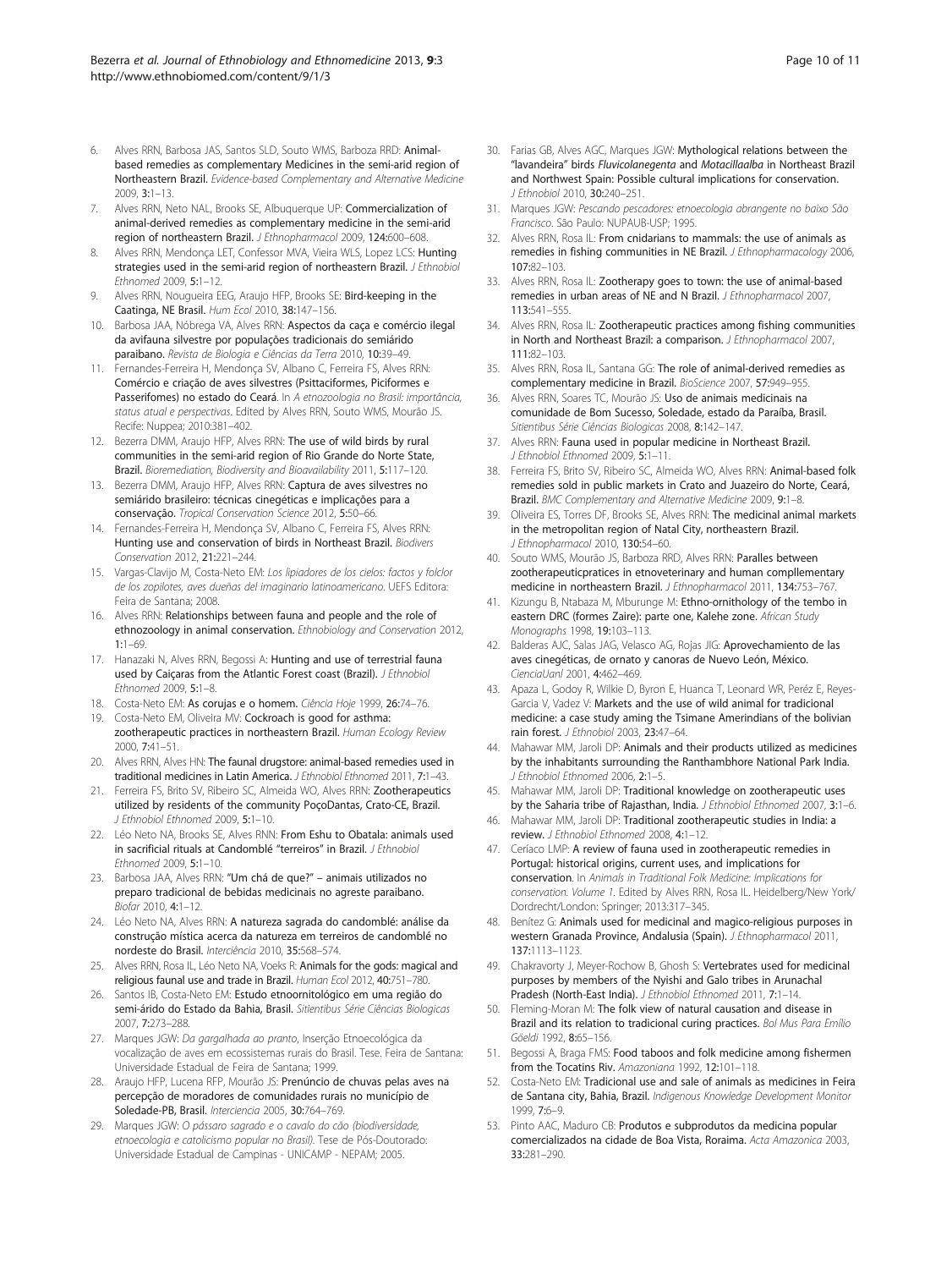6. Alves RRN, Barbosa JAS, Santos SLD, Souto WMS, Barboza RRD: **Animal-based remedies as complementary Medicines in the semi-arid region of Northeastern Brazil.** *Evidence-based Complementary and Alternative Medicine* 2009, **3:**1–13.
7. Alves RRN, Neto NAL, Brooks SE, Albuquerque UP: **Commercialization of animal-derived remedies as complementary medicine in the semi-arid region of northeastern Brazil.** *J Ethnopharmacol* 2009, **124:**600–608.
8. Alves RRN, Mendonça LET, Confessor MVA, Vieira WLS, Lopez LCS: **Hunting strategies used in the semi-arid region of northeastern Brazil.** *J Ethnobiol Ethnomed* 2009, **5:**1–12.
9. Alves RRN, Nougueira EEG, Araujo HFP, Brooks SE: **Bird-keeping in the Caatinga, NE Brasil.** *Hum Ecol* 2010, **38:**147–156.
10. Barbosa JAA, Nóbrega VA, Alves RRN: **Aspectos da caça e comércio ilegal da avifauna silvestre por populações tradicionais do semiárido paraibano.** *Revista de Biologia e Ciências da Terra* 2010, **10:**39–49.
11. Fernandes-Ferreira H, Mendonça SV, Albano C, Ferreira FS, Alves RRN: **Comércio e criação de aves silvestres (Psittaciformes, Piciformes e Passeriformes) no estado do Ceará.** In *A etnozoologia no Brasil: importância, status atual e perspectivas*. Edited by Alves RRN, Souto WMS, Mourão JS. Recife: Nuppea; 2010:381–402.
12. Bezerra DMM, Araujo HFP, Alves RRN: **The use of wild birds by rural communities in the semi-arid region of Rio Grande do Norte State, Brazil.** *Bioremediation, Biodiversity and Bioavailability* 2011, **5:**117–120.
13. Bezerra DMM, Araujo HFP, Alves RRN: **Captura de aves silvestres no semiárido brasileiro: técnicas cinegéticas e implicações para a conservação.** *Tropical Conservation Science* 2012, **5:**50–66.
14. Fernandes-Ferreira H, Mendonça SV, Albano C, Ferreira FS, Alves RRN: **Hunting use and conservation of birds in Northeast Brazil.** *Biodivers Conservation* 2012, **21:**221–244.
15. Vargas-Clavijo M, Costa-Neto EM: *Los lipiadores de los cielos: factos y folclor de los zopilotes, aves dueñas del imaginario latinoamericano*. UEFS Editora: Feira de Santana; 2008.
16. Alves RRN: **Relationships between fauna and people and the role of ethnozoology in animal conservation.** *Ethnobiology and Conservation* 2012, **1:**1–69.
17. Hanazaki N, Alves RRN, Begossi A: **Hunting and use of terrestrial fauna used by Caiçaras from the Atlantic Forest coast (Brazil).** *J Ethnobiol Ethnomed* 2009, **5:**1–8.
18. Costa-Neto EM: **As corujas e o homem.** *Ciência Hoje* 1999, **26:**74–76.
19. Costa-Neto EM, Oliveira MV: **Cockroach is good for asthma: zootherapeutic practices in northeastern Brazil.** *Human Ecology Review* 2000, **7:**41–51.
20. Alves RRN, Alves HN: **The faunal drugstore: animal-based remedies used in traditional medicines in Latin America.** *J Ethnobiol Ethnomed* 2011, **7:**1–43.
21. Ferreira FS, Brito SV, Ribeiro SC, Almeida WO, Alves RRN: **Zootherapeutics utilized by residents of the community PoçoDantas, Crato-CE, Brazil.** *J Ethnobiol Ethnomed* 2009, **5:**1–10.
22. Léo Neto NA, Brooks SE, Alves RNN: **From Eshu to Obatala: animals used in sacrificial rituals at Candomblé "terreiros" in Brazil.** *J Ethnobiol Ethnomed* 2009, **5:**1–10.
23. Barbosa JAA, Alves RRN: **"Um chá de que?" – animais utilizados no preparo tradicional de bebidas medicinais no agreste paraibano.** *Biofar* 2010, **4:**1–12.
24. Léo Neto NA, Alves RRN: **A natureza sagrada do candomblé: análise da construção mística acerca da natureza em terreiros de candomblé no nordeste do Brasil.** *Interciência* 2010, **35:**568–574.
25. Alves RRN, Rosa IL, Léo Neto NA, Voeks R: **Animals for the gods: magical and religious faunal use and trade in Brazil.** *Human Ecol* 2012, **40:**751–780.
26. Santos IB, Costa-Neto EM: **Estudo etnoornitológico em uma região do semi-árido do Estado da Bahia, Brasil.** *Sitientibus Série Ciências Biologicas* 2007, **7:**273–288.
27. Marques JGW: *Da gargalhada ao pranto*, Inserção Etnoecológica da vocalização de aves em ecossistemas rurais do Brasil. Tese. Feira de Santana: Universidade Estadual de Feira de Santana; 1999.
28. Araujo HFP, Lucena RFP, Mourão JS: **Prenúncio de chuvas pelas aves na percepção de moradores de comunidades rurais no município de Soledade-PB, Brasil.** *Interciencia* 2005, **30:**764–769.
29. Marques JGW: *O pássaro sagrado e o cavalo do cão (biodiversidade, etnoecologia e catolicismo popular no Brasil)*. Tese de Pós-Doutorado: Universidade Estadual de Campinas - UNICAMP - NEPAM; 2005.
30. Farias GB, Alves AGC, Marques JGW: **Mythological relations between the "lavandeira" birds *Fluvicolanegenta* and *Motacillaalba* in Northeast Brazil and Northwest Spain: Possible cultural implications for conservation.** *J Ethnobiol* 2010, **30:**240–251.
31. Marques JGW: *Pescando pescadores: etnoecologia abrangente no baixo São Francisco*. São Paulo: NUPAUB-USP; 1995.
32. Alves RRN, Rosa IL: **From cnidarians to mammals: the use of animals as remedies in fishing communities in NE Brazil.** *J Ethnopharmacology* 2006, **107:**82–103.
33. Alves RRN, Rosa IL: **Zootherapy goes to town: the use of animal-based remedies in urban areas of NE and N Brazil.** *J Ethnopharmacol* 2007, **113:**541–555.
34. Alves RRN, Rosa IL: **Zootherapeutic practices among fishing communities in North and Northeast Brazil: a comparison.** *J Ethnopharmacol* 2007, **111:**82–103.
35. Alves RRN, Rosa IL, Santana GG: **The role of animal-derived remedies as complementary medicine in Brazil.** *BioScience* 2007, **57:**949–955.
36. Alves RRN, Soares TC, Mourão JS: **Uso de animais medicinais na comunidade de Bom Sucesso, Soledade, estado da Paraíba, Brasil.** *Sitientibus Série Ciências Biologicas* 2008, **8:**142–147.
37. Alves RRN: **Fauna used in popular medicine in Northeast Brazil.** *J Ethnobiol Ethnomed* 2009, **5:**1–11.
38. Ferreira FS, Brito SV, Ribeiro SC, Almeida WO, Alves RRN: **Animal-based folk remedies sold in public markets in Crato and Juazeiro do Norte, Ceará, Brazil.** *BMC Complementary and Alternative Medicine* 2009, **9:**1–8.
39. Oliveira ES, Torres DF, Brooks SE, Alves RRN: **The medicinal animal markets in the metropolitan region of Natal City, northeastern Brazil.** *J Ethnopharmacol* 2010, **130:**54–60.
40. Souto WMS, Mourão JS, Barboza RRD, Alves RRN: **Paralles between zootherapeuticpratices in etnoveterinary and human compllementary medicine in northeastern Brazil.** *J Ethnopharmacol* 2011, **134:**753–767.
41. Kizungu B, Ntabaza M, Mburunge M: **Ethno-ornithology of the tembo in eastern DRC (formes Zaire): parte one, Kalehe zone.** *African Study Monographs* 1998, **19:**103–113.
42. Balderas AJC, Salas JAG, Velasco AG, Rojas JIG: **Aprovechamiento de las aves cinegéticas, de ornato y canoras de Nuevo León, México.** *CienciaUanl* 2001, **4:**462–469.
43. Apaza L, Godoy R, Wilkie D, Byron E, Huanca T, Leonard WR, Peréz E, Reyes-Garcia V, Vadez V: **Markets and the use of wild animal for tradicional medicine: a case study aming the Tsimane Amerindians of the bolivian rain forest.** *J Ethnobiol* 2003, **23:**47–64.
44. Mahawar MM, Jaroli DP: **Animals and their products utilized as medicines by the inhabitants surrounding the Ranthambhore National Park India.** *J Ethnobiol Ethnomed* 2006, **2:**1–5.
45. Mahawar MM, Jaroli DP: **Traditional knowledge on zootherapeutic uses by the Saharia tribe of Rajasthan, India.** *J Ethnobiol Ethnomed* 2007, **3:**1–6.
46. Mahawar MM, Jaroli DP: **Traditional zootherapeutic studies in India: a review.** *J Ethnobiol Ethnomed* 2008, **4:**1–12.
47. Ceríaco LMP: **A review of fauna used in zootherapeutic remedies in Portugal: historical origins, current uses, and implications for conservation.** In *Animals in Traditional Folk Medicine: Implications for conservation. Volume 1*. Edited by Alves RRN, Rosa IL. Heidelberg/New York/Dordrecht/London: Springer; 2013:317–345.
48. Benítez G: **Animals used for medicinal and magico-religious purposes in western Granada Province, Andalusia (Spain).** *J Ethnopharmacol* 2011, **137:**1113–1123.
49. Chakravorty J, Meyer-Rochew B, Ghosh S: **Vertebrates used for medicinal purposes by members of the Nyishi and Galo tribes in Arunachal Pradesh (North-East India).** *J Ethnobiol Ethnomed* 2011, **7:**1–14.
50. Fleming-Moran M: **The folk view of natural causation and disease in Brazil and its relation to tradicional curing practices.** *Bol Mus Para Emílio Göeldi* 1992, **8:**65–156.
51. Begossi A, Braga FMS: **Food taboos and folk medicine among fishermen from the Tocatins Riv.** *Amazoniana* 1992, **12:**101–118.
52. Costa-Neto EM: **Tradicional use and sale of animals as medicines in Feira de Santana city, Bahia, Brazil.** *Indigenous Knowledge Development Monitor* 1999, **7:**6–9.
53. Pinto AAC, Maduro CB: **Produtos e subprodutos da medicina popular comercializados na cidade de Boa Vista, Roraima.** *Acta Amazonica* 2003, **33:**281–290.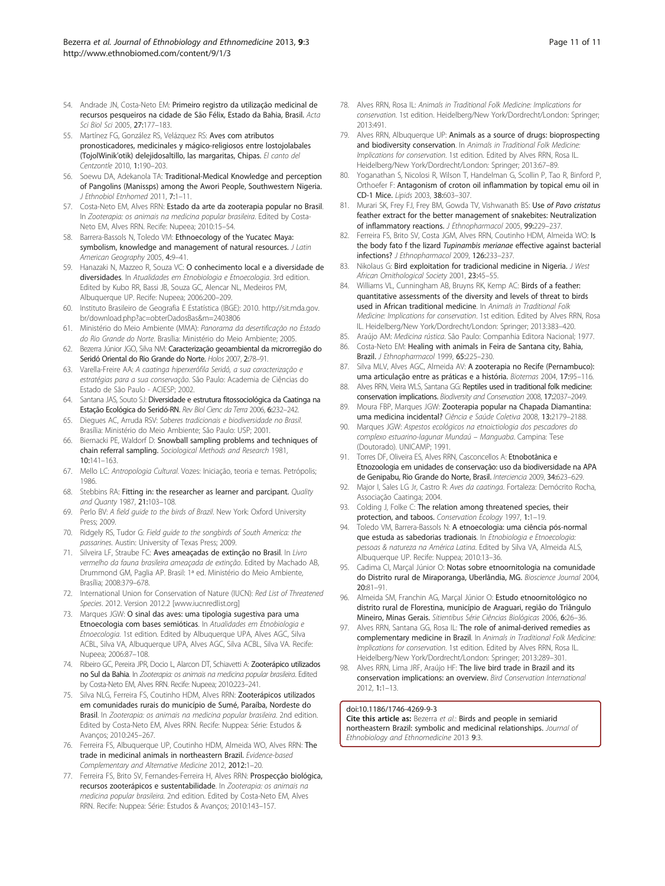54. Andrade JN, Costa-Neto EM: **Primeiro registro da utilização medicinal de recursos pesqueiros na cidade de São Félix, Estado da Bahia, Brasil.** *Acta Sci Biol Sci* 2005, **27:**177–183.
55. Martínez FG, González RS, Velázquez RS: **Aves com atributos pronosticadores, medicinales y mágico-religiosos entre lostojolabales (TojolWinik'otik) delejidosaltillo, las margaritas, Chipas.** *El canto del Centzontle* 2010, **1:**190–203.
56. Soewu DA, Adekanola TA: **Traditional-Medical Knowledge and perception of Pangolins (Manissps) among the Awori People, Southwestern Nigeria.** *J Ethnobiol Etnhomed* 2011, **7:**1–11.
57. Costa-Neto EM, Alves RRN: **Estado da arte da zooterapia popular no Brasil.** In *Zooterapia: os animais na medicina popular brasileira*. Edited by Costa-Neto EM, Alves RRN. Recife: Nupeea; 2010:15–54.
58. Barrera-Bassols N, Toledo VM: **Ethnoecology of the Yucatec Maya: symbolism, knowledge and management of natural resources.** *J Latin American Geography* 2005, **4:**9–41.
59. Hanazaki N, Mazzeo R, Souza VC: **O conhecimento local e a diversidade de diversidades.** In *Atualidades em Etnobiologia e Etnoecologia*. 3rd edition. Edited by Kubo RR, Bassi JB, Souza GC, Alencar NL, Medeiros PM, Albuquerque UP. Recife: Nupeea; 2006:200–209.
60. Instituto Brasileiro de Geografia E Estatística (IBGE): 2010. http://sit.mda.gov.br/download.php?ac=obterDadosBas&m=2403806
61. Ministério do Meio Ambiente (MMA): *Panorama da desertificação no Estado do Rio Grande do Norte*. Brasília: Ministério do Meio Ambiente; 2005.
62. Bezerra Júnior JGO, Silva NM: **Caracterização geoambiental da microrregião do Seridó Oriental do Rio Grande do Norte.** *Holos* 2007, **2:**78–91.
63. Varella-Freire AA: *A caatinga hiperxerófila Seridó, a sua caracterização e estratégias para a sua conservação*. São Paulo: Academia de Ciências do Estado de São Paulo - ACIESP; 2002.
64. Santana JAS, Souto SJ: **Diversidade e estrutura fitossociológica da Caatinga na Estação Ecológica do Seridó-RN.** *Rev Biol Cienc da Terra* 2006, **6:**232–242.
65. Diegues AC, Arruda RSV: *Saberes tradicionais e biodiversidade no Brasil*. Brasília: Ministério do Meio Ambiente; São Paulo: USP; 2001.
66. Biernacki PE, Waldorf D: **Snowball sampling problems and techniques of chain referral sampling.** *Sociological Methods and Research* 1981, **10:**141–163.
67. Mello LC: *Antropologia Cultural*. Vozes: Iniciação, teoria e temas. Petrópolis; 1986.
68. Stebbins RA: **Fitting in: the researcher as learner and parcipant.** *Quality and Quanty* 1987, **21:**103–108.
69. Perlo BV: *A field guide to the birds of Brazil*. New York: Oxford University Press; 2009.
70. Ridgely RS, Tudor G: *Field guide to the songbirds of South America: the passarines*. Austin: University of Texas Press; 2009.
71. Silveira LF, Straube FC: **Aves ameaçadas de extinção no Brasil.** In *Livro vermelho da fauna brasileira ameaçada de extinção*. Edited by Machado AB, Drummond GM, Paglia AP. Brasil: 1ª ed. Ministério do Meio Ambiente, Brasília; 2008:379–678.
72. International Union for Conservation of Nature (IUCN): *Red List of Threatened Species*. 2012. Version 2012.2 [www.iucnredlist.org]
73. Marques JGW: **O sinal das aves: uma tipologia sugestiva para uma Etnoecologia com bases semióticas.** In *Atualidades em Etnobiologia e Etnoecologia*. 1st edition. Edited by Albuquerque UPA, Alves AGC, Silva ACBL, Silva VA, Albuquerque UPA, Alves AGC, Silva ACBL, Silva VA. Recife: Nupeea; 2006:87–108.
74. Ribeiro GC, Pereira JPR, Docio L, Alarcon DT, Schiavetti A: **Zooterápico utilizados no Sul da Bahia.** In *Zooterapia: os animais na medicina popular brasileira*. Edited by Costa-Neto EM, Alves RRN. Recife: Nupeea; 2010:223–241.
75. Silva NLG, Ferreira FS, Coutinho HDM, Alves RRN: **Zooterápicos utilizados em comunidades rurais do município de Sumé, Paraíba, Nordeste do Brasil.** In *Zooterapia: os animais na medicina popular brasileira*. 2nd edition. Edited by Costa-Neto EM, Alves RRN. Recife: Nuppea: Série: Estudos & Avanços; 2010:245–267.
76. Ferreira FS, Albuquerque UP, Coutinho HDM, Almeida WO, Alves RRN: **The trade in medicinal animals in northeastern Brazil.** *Evidence-based Complementary and Alternative Medicine* 2012, **2012:**1–20.
77. Ferreira FS, Brito SV, Fernandes-Ferreira H, Alves RRN: **Prospecção biológica, recursos zooterápicos e sustentabilidade.** In *Zooterapia: os animais na medicina popular brasileira*. 2nd edition. Edited by Costa-Neto EM, Alves RRN. Recife: Nuppea: Série: Estudos & Avanços; 2010:143–157.
78. Alves RRN, Rosa IL: *Animals in Traditional Folk Medicine: Implications for conservation*. 1st edition. Heidelberg/New York/Dordrecht/London: Springer; 2013:491.
79. Alves RRN, Albuquerque UP: **Animals as a source of drugs: bioprospecting and biodiversity conservation.** In *Animals in Traditional Folk Medicine: Implications for conservation*. 1st edition. Edited by Alves RRN, Rosa IL. Heidelberg/New York/Dordrecht/London: Springer; 2013:67–89.
80. Yoganathan S, Nicolosi R, Wilson T, Handelman G, Scollin P, Tao R, Binford P, Orthoefer F: **Antagonism of croton oil inflammation by topical emu oil in CD-1 Mice.** *Lipids* 2003, **38:**603–307.
81. Murari SK, Frey FJ, Frey BM, Gowda TV, Vishwanath BS: **Use of *Pavo cristatus* feather extract for the better management of snakebites: Neutralization of inflammatory reactions.** *J Ethnopharmacol* 2005, **99:**229–237.
82. Ferreira FS, Brito SV, Costa JGM, Alves RRN, Coutinho HDM, Almeida WO: **Is the body fato f the lizard *Tupinambis merianae* effective against bacterial infections?** *J Ethnopharmacol* 2009, **126:**233–237.
83. Nikolaus G: **Bird exploitation for tradicional medicine in Nigeria.** *J West African Ornithological Society* 2001, **23:**45–55.
84. Williams VL, Cunningham AB, Bruyns RK, Kemp AC: **Birds of a feather: quantitative assessments of the diversity and levels of threat to birds used in African traditional medicine.** In *Animals in Traditional Folk Medicine: Implications for conservation*. 1st edition. Edited by Alves RRN, Rosa IL. Heidelberg/New York/Dordrecht/London: Springer; 2013:383–420.
85. Araújo AM: *Medicina rústica*. São Paulo: Companhia Editora Nacional; 1977.
86. Costa-Neto EM: **Healing with animals in Feira de Santana city, Bahia, Brazil.** *J Ethnopharmacol* 1999, **65:**225–230.
87. Silva MLV, Alves AGC, Almeida AV: **A zooterapia no Recife (Pernambuco): uma articulação entre as práticas e a história.** *Biotemas* 2004, **17:**95–116.
88. Alves RRN, Vieira WLS, Santana GG: **Reptiles used in traditional folk medicine: conservation implications.** *Biodiversity and Conservation* 2008, **17:**2037–2049.
89. Moura FBP, Marques JGW: **Zooterapia popular na Chapada Diamantina: uma medicina incidental?** *Ciência e Saúde Coletiva* 2008, **13:**2179–2188.
90. Marques JGW: *Aspestos ecológicos na etnoictiologia dos pescadores do complexo estuarino-lagunar Mundaú – Manguaba*. Campina: Tese (Doutorado). UNICAMP; 1991.
91. Torres DF, Oliveira ES, Alves RRN, Casconcellos A: **Etnobotânica e Etnozoologia em unidades de conservação: uso da biodiversidade na APA de Genipabu, Rio Grande do Norte, Brasil.** *Interciencia* 2009, **34:**623–629.
92. Major I, Sales LG Jr, Castro R: *Aves da caatinga*. Fortaleza: Demócrito Rocha, Associação Caatinga; 2004.
93. Colding J, Folke C: **The relation among threatened species, their protection, and taboos.** *Conservation Ecology* 1997, **1:**1–19.
94. Toledo VM, Barrera-Bassols N: **A etnoecologia: uma ciência pós-normal que estuda as sabedorias tradionais.** In *Etnobiologia e Etnoecologia: pessoas & natureza na América Latina*. Edited by Silva VA, Almeida ALS, Albuquerque UP. Recife: Nuppea; 2010:13–36.
95. Cadima CI, Marçal Júnior O: **Notas sobre etnoornitologia na comunidade do Distrito rural de Miraporanga, Uberlândia, MG.** *Bioscience Journal* 2004, **20:**81–91.
96. Almeida SM, Franchin AG, Marçal Júnior O: **Estudo etnoornitológico no distrito rural de Florestina, município de Araguari, região do Triângulo Mineiro, Minas Gerais.** *Sitientibus Série Ciências Biológicas* 2006, **6:**26–36.
97. Alves RRN, Santana GG, Rosa IL: **The role of animal-derived remedies as complementary medicine in Brazil.** In *Animals in Traditional Folk Medicine: Implications for conservation*. 1st edition. Edited by Alves RRN, Rosa IL. Heidelberg/New York/Dordrecht/London: Springer; 2013:289–301.
98. Alves RRN, Lima JRF, Araújo HF: **The live bird trade in Brazil and its conservation implications: an overview.** *Bird Conservation International* 2012, **1:**1–13.

doi:10.1186/1746-4269-9-3
**Cite this article as:** Bezerra *et al.*: Birds and people in semiarid northeastern Brazil: symbolic and medicinal relationships. *Journal of Ethnobiology and Ethnomedicine* 2013 **9**:3.